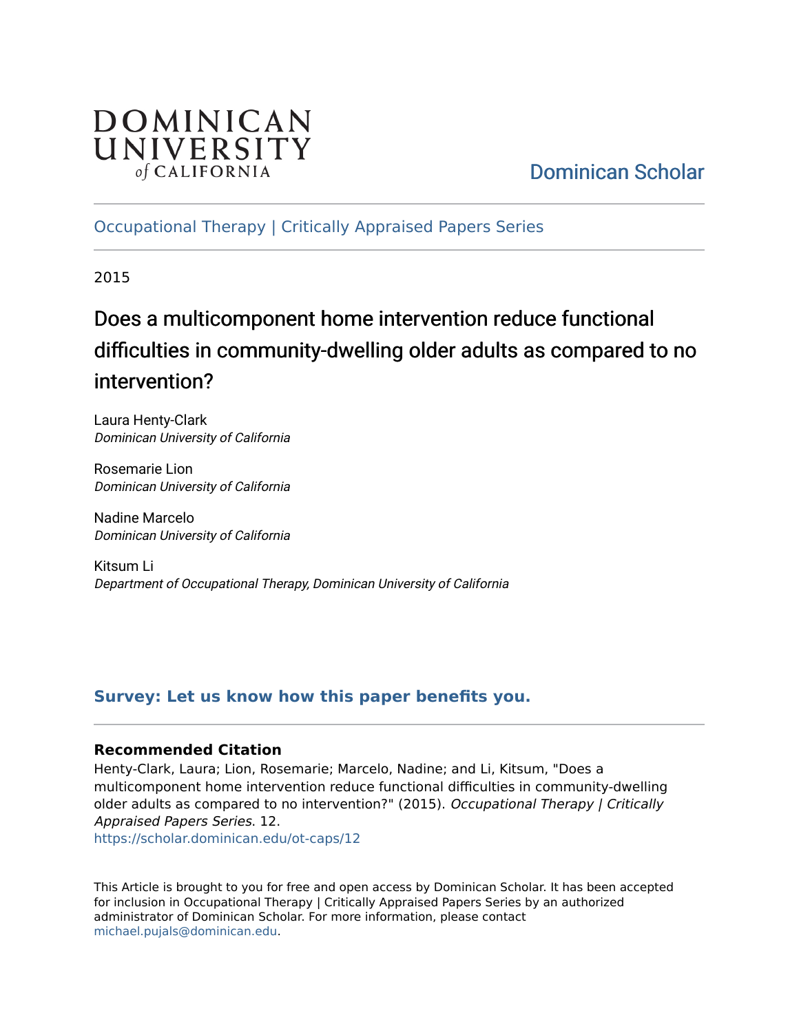DOMINICAN UNIVERSITY of CALIFORNIA

Dominican Scholar

Occupational Therapy | Critically Appraised Papers Series

2015

# Does a multicomponent home intervention reduce functional difficulties in community-dwelling older adults as compared to no intervention?

Laura Henty-Clark
*Dominican University of California*

Rosemarie Lion
*Dominican University of California*

Nadine Marcelo
*Dominican University of California*

Kitsum Li
*Department of Occupational Therapy, Dominican University of California*

**Survey: Let us know how this paper benefits you.**

**Recommended Citation**

Henty-Clark, Laura; Lion, Rosemarie; Marcelo, Nadine; and Li, Kitsum, "Does a multicomponent home intervention reduce functional difficulties in community-dwelling older adults as compared to no intervention?" (2015). *Occupational Therapy | Critically Appraised Papers Series*. 12.
https://scholar.dominican.edu/ot-caps/12

This Article is brought to you for free and open access by Dominican Scholar. It has been accepted for inclusion in Occupational Therapy | Critically Appraised Papers Series by an authorized administrator of Dominican Scholar. For more information, please contact michael.pujals@dominican.edu.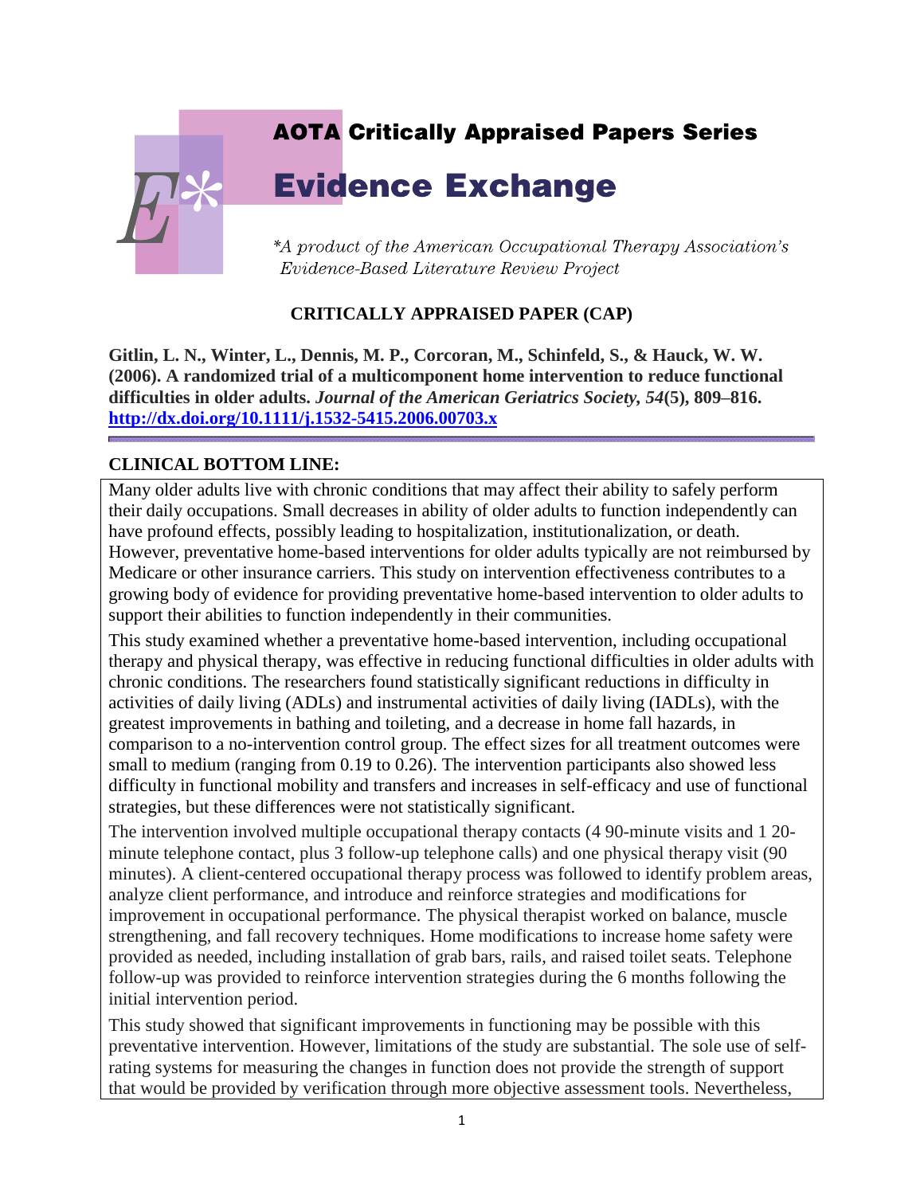AOTA Critically Appraised Papers Series

# Evidence Exchange

*\*A product of the American Occupational Therapy Association's Evidence-Based Literature Review Project*

## CRITICALLY APPRAISED PAPER (CAP)

**Gitlin, L. N., Winter, L., Dennis, M. P., Corcoran, M., Schinfeld, S., & Hauck, W. W. (2006). A randomized trial of a multicomponent home intervention to reduce functional difficulties in older adults. *Journal of the American Geriatrics Society, 54*(5), 809–816. [http://dx.doi.org/10.1111/j.1532-5415.2006.00703.x](http://dx.doi.org/10.1111/j.1532-5415.2006.00703.x)**

## CLINICAL BOTTOM LINE:

Many older adults live with chronic conditions that may affect their ability to safely perform their daily occupations. Small decreases in ability of older adults to function independently can have profound effects, possibly leading to hospitalization, institutionalization, or death. However, preventative home-based interventions for older adults typically are not reimbursed by Medicare or other insurance carriers. This study on intervention effectiveness contributes to a growing body of evidence for providing preventative home-based intervention to older adults to support their abilities to function independently in their communities.

This study examined whether a preventative home-based intervention, including occupational therapy and physical therapy, was effective in reducing functional difficulties in older adults with chronic conditions. The researchers found statistically significant reductions in difficulty in activities of daily living (ADLs) and instrumental activities of daily living (IADLs), with the greatest improvements in bathing and toileting, and a decrease in home fall hazards, in comparison to a no-intervention control group. The effect sizes for all treatment outcomes were small to medium (ranging from 0.19 to 0.26). The intervention participants also showed less difficulty in functional mobility and transfers and increases in self-efficacy and use of functional strategies, but these differences were not statistically significant.

The intervention involved multiple occupational therapy contacts (4 90-minute visits and 1 20-minute telephone contact, plus 3 follow-up telephone calls) and one physical therapy visit (90 minutes). A client-centered occupational therapy process was followed to identify problem areas, analyze client performance, and introduce and reinforce strategies and modifications for improvement in occupational performance. The physical therapist worked on balance, muscle strengthening, and fall recovery techniques. Home modifications to increase home safety were provided as needed, including installation of grab bars, rails, and raised toilet seats. Telephone follow-up was provided to reinforce intervention strategies during the 6 months following the initial intervention period.

This study showed that significant improvements in functioning may be possible with this preventative intervention. However, limitations of the study are substantial. The sole use of self-rating systems for measuring the changes in function does not provide the strength of support that would be provided by verification through more objective assessment tools. Nevertheless,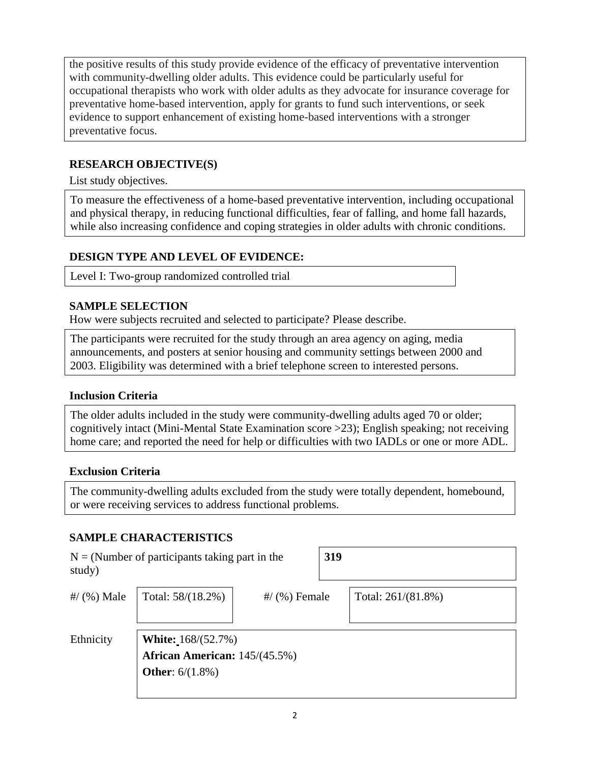the positive results of this study provide evidence of the efficacy of preventative intervention with community-dwelling older adults. This evidence could be particularly useful for occupational therapists who work with older adults as they advocate for insurance coverage for preventative home-based intervention, apply for grants to fund such interventions, or seek evidence to support enhancement of existing home-based interventions with a stronger preventative focus.

## RESEARCH OBJECTIVE(S)

List study objectives.

To measure the effectiveness of a home-based preventative intervention, including occupational and physical therapy, in reducing functional difficulties, fear of falling, and home fall hazards, while also increasing confidence and coping strategies in older adults with chronic conditions.

## DESIGN TYPE AND LEVEL OF EVIDENCE:

Level I: Two-group randomized controlled trial

## SAMPLE SELECTION

How were subjects recruited and selected to participate? Please describe.

The participants were recruited for the study through an area agency on aging, media announcements, and posters at senior housing and community settings between 2000 and 2003. Eligibility was determined with a brief telephone screen to interested persons.

### Inclusion Criteria

The older adults included in the study were community-dwelling adults aged 70 or older; cognitively intact (Mini-Mental State Examination score >23); English speaking; not receiving home care; and reported the need for help or difficulties with two IADLs or one or more ADL.

### Exclusion Criteria

The community-dwelling adults excluded from the study were totally dependent, homebound, or were receiving services to address functional problems.

## SAMPLE CHARACTERISTICS

| N = (Number of participants taking part in the study) | **319** | | |
|---|---|---|---|
| #/ (%) Male | Total: 58/(18.2%) | #/ (%) Female | Total: 261/(81.8%) |
| Ethnicity | **White:** 168/(52.7%)<br>**African American:** 145/(45.5%)<br>**Other**: 6/(1.8%) | | |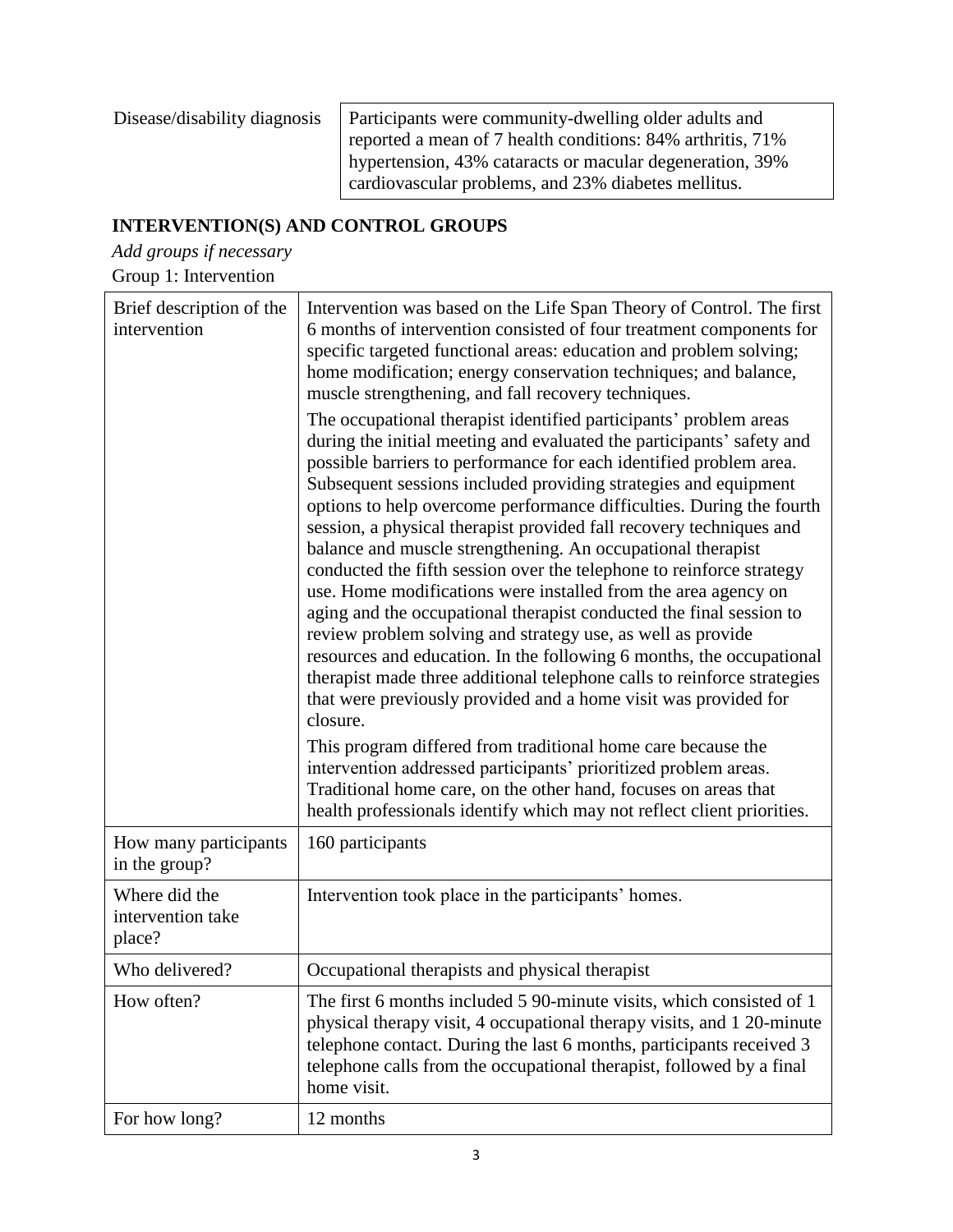| Disease/disability diagnosis | Participants were community-dwelling older adults and reported a mean of 7 health conditions: 84% arthritis, 71% hypertension, 43% cataracts or macular degeneration, 39% cardiovascular problems, and 23% diabetes mellitus. |
|---|---|

## INTERVENTION(S) AND CONTROL GROUPS

*Add groups if necessary*

Group 1: Intervention

| Brief description of the intervention | Intervention was based on the Life Span Theory of Control. The first 6 months of intervention consisted of four treatment components for specific targeted functional areas: education and problem solving; home modification; energy conservation techniques; and balance, muscle strengthening, and fall recovery techniques.<br><br>The occupational therapist identified participants' problem areas during the initial meeting and evaluated the participants' safety and possible barriers to performance for each identified problem area. Subsequent sessions included providing strategies and equipment options to help overcome performance difficulties. During the fourth session, a physical therapist provided fall recovery techniques and balance and muscle strengthening. An occupational therapist conducted the fifth session over the telephone to reinforce strategy use. Home modifications were installed from the area agency on aging and the occupational therapist conducted the final session to review problem solving and strategy use, as well as provide resources and education. In the following 6 months, the occupational therapist made three additional telephone calls to reinforce strategies that were previously provided and a home visit was provided for closure.<br><br>This program differed from traditional home care because the intervention addressed participants' prioritized problem areas. Traditional home care, on the other hand, focuses on areas that health professionals identify which may not reflect client priorities. |
|---|---|
| How many participants in the group? | 160 participants |
| Where did the intervention take place? | Intervention took place in the participants' homes. |
| Who delivered? | Occupational therapists and physical therapist |
| How often? | The first 6 months included 5 90-minute visits, which consisted of 1 physical therapy visit, 4 occupational therapy visits, and 1 20-minute telephone contact. During the last 6 months, participants received 3 telephone calls from the occupational therapist, followed by a final home visit. |
| For how long? | 12 months |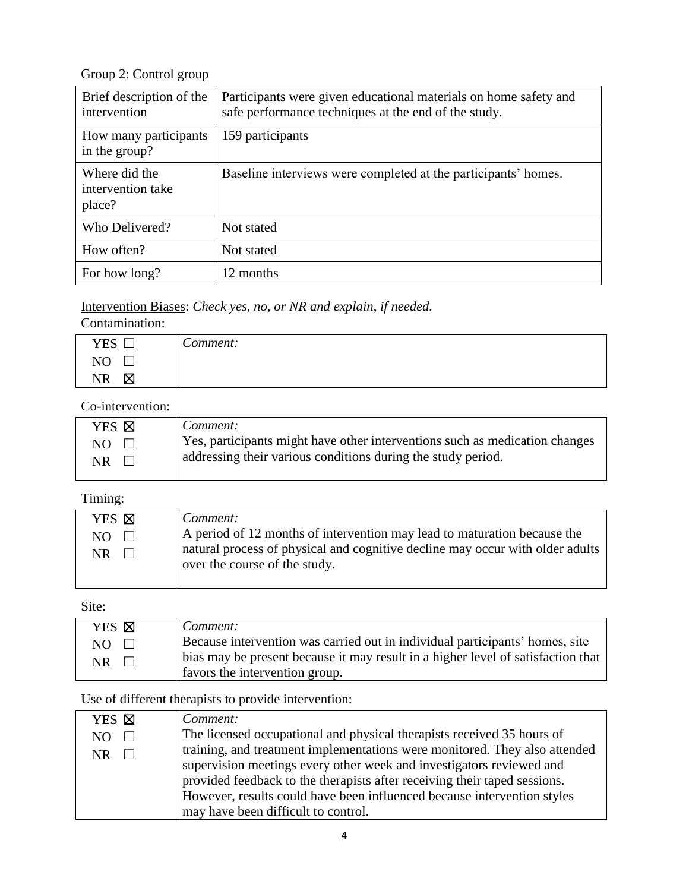Group 2: Control group

| Brief description of the intervention | Participants were given educational materials on home safety and safe performance techniques at the end of the study. |
|---|---|
| How many participants in the group? | 159 participants |
| Where did the intervention take place? | Baseline interviews were completed at the participants' homes. |
| Who Delivered? | Not stated |
| How often? | Not stated |
| For how long? | 12 months |

Intervention Biases: *Check yes, no, or NR and explain, if needed.*

Contamination:

| YES ☐ NO ☐ NR ☒ | *Comment:* |
|---|---|

Co-intervention:

| YES ☒ NO ☐ NR ☐ | *Comment:* Yes, participants might have other interventions such as medication changes addressing their various conditions during the study period. |
|---|---|

Timing:

| YES ☒ NO ☐ NR ☐ | *Comment:* A period of 12 months of intervention may lead to maturation because the natural process of physical and cognitive decline may occur with older adults over the course of the study. |
|---|---|

Site:

| YES ☒ NO ☐ NR ☐ | *Comment:* Because intervention was carried out in individual participants' homes, site bias may be present because it may result in a higher level of satisfaction that favors the intervention group. |
|---|---|

Use of different therapists to provide intervention:

| YES ☒ NO ☐ NR ☐ | *Comment:* The licensed occupational and physical therapists received 35 hours of training, and treatment implementations were monitored. They also attended supervision meetings every other week and investigators reviewed and provided feedback to the therapists after receiving their taped sessions. However, results could have been influenced because intervention styles may have been difficult to control. |
|---|---|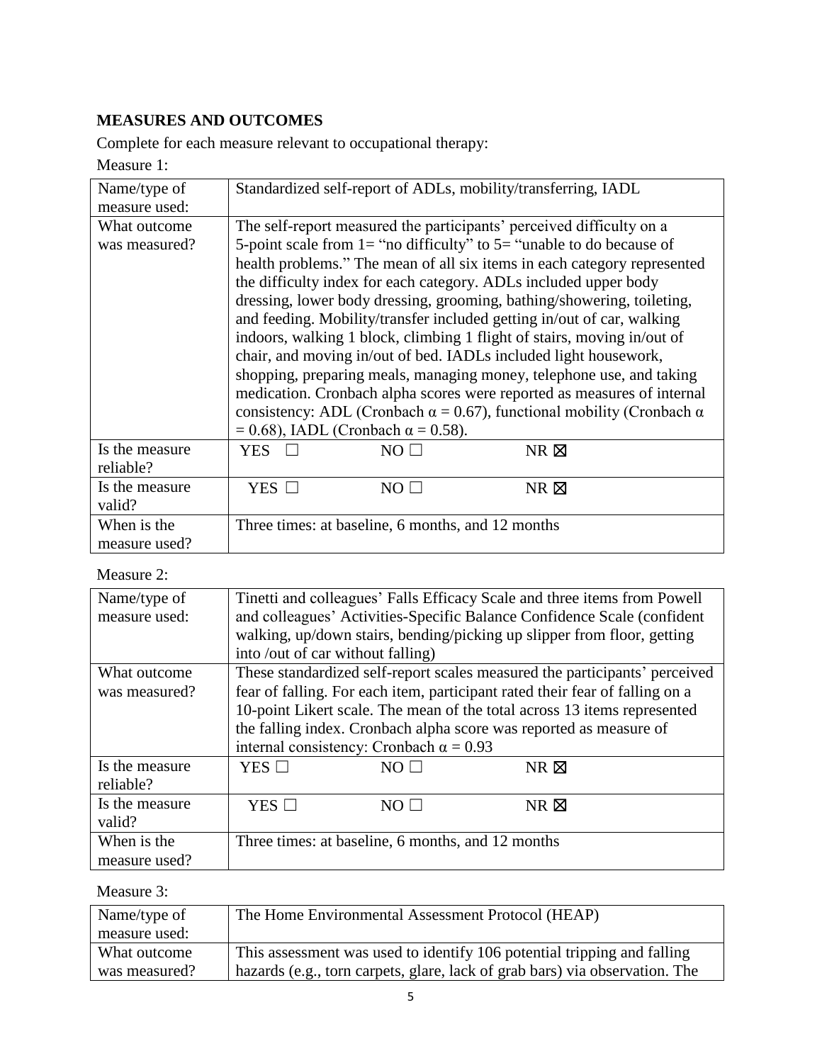## MEASURES AND OUTCOMES

Complete for each measure relevant to occupational therapy:

Measure 1:

| Name/type of measure used: | Standardized self-report of ADLs, mobility/transferring, IADL | | |
|---|---|---|---|
| What outcome was measured? | The self-report measured the participants' perceived difficulty on a 5-point scale from 1= "no difficulty" to 5= "unable to do because of health problems." The mean of all six items in each category represented the difficulty index for each category. ADLs included upper body dressing, lower body dressing, grooming, bathing/showering, toileting, and feeding. Mobility/transfer included getting in/out of car, walking indoors, walking 1 block, climbing 1 flight of stairs, moving in/out of chair, and moving in/out of bed. IADLs included light housework, shopping, preparing meals, managing money, telephone use, and taking medication. Cronbach alpha scores were reported as measures of internal consistency: ADL (Cronbach $\alpha = 0.67$), functional mobility (Cronbach $\alpha = 0.68$), IADL (Cronbach $\alpha = 0.58$). | | |
| Is the measure reliable? | YES ☐ | NO ☐ | NR ☒ |
| Is the measure valid? | YES ☐ | NO ☐ | NR ☒ |
| When is the measure used? | Three times: at baseline, 6 months, and 12 months | | |

Measure 2:

| Name/type of measure used: | Tinetti and colleagues' Falls Efficacy Scale and three items from Powell and colleagues' Activities-Specific Balance Confidence Scale (confident walking, up/down stairs, bending/picking up slipper from floor, getting into /out of car without falling) | | |
|---|---|---|---|
| What outcome was measured? | These standardized self-report scales measured the participants' perceived fear of falling. For each item, participant rated their fear of falling on a 10-point Likert scale. The mean of the total across 13 items represented the falling index. Cronbach alpha score was reported as measure of internal consistency: Cronbach $\alpha = 0.93$ | | |
| Is the measure reliable? | YES ☐ | NO ☐ | NR ☒ |
| Is the measure valid? | YES ☐ | NO ☐ | NR ☒ |
| When is the measure used? | Three times: at baseline, 6 months, and 12 months | | |

Measure 3:

| Name/type of measure used: | The Home Environmental Assessment Protocol (HEAP) |
|---|---|
| What outcome was measured? | This assessment was used to identify 106 potential tripping and falling hazards (e.g., torn carpets, glare, lack of grab bars) via observation. The |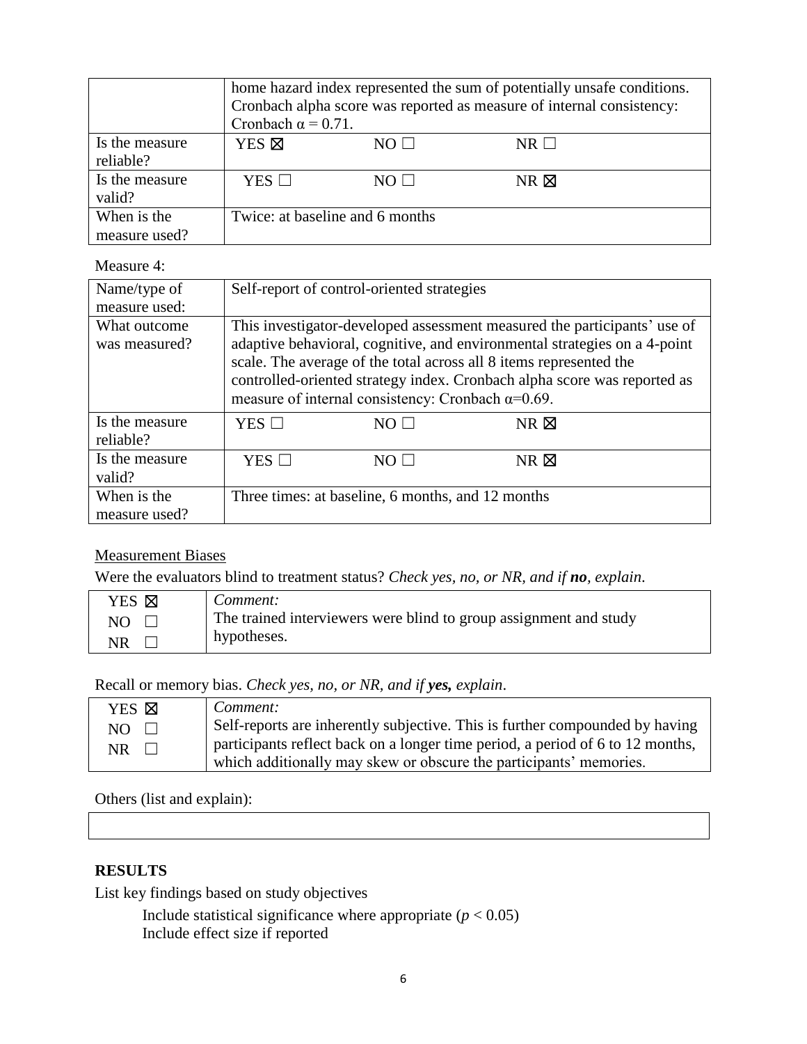| | |
|---|---|
| | home hazard index represented the sum of potentially unsafe conditions. Cronbach alpha score was reported as measure of internal consistency: Cronbach $\alpha = 0.71$. |
| Is the measure reliable? | YES ☒ NO ☐ NR ☐ |
| Is the measure valid? | YES ☐ NO ☐ NR ☒ |
| When is the measure used? | Twice: at baseline and 6 months |

Measure 4:

| | |
|---|---|
| Name/type of measure used: | Self-report of control-oriented strategies |
| What outcome was measured? | This investigator-developed assessment measured the participants' use of adaptive behavioral, cognitive, and environmental strategies on a 4-point scale. The average of the total across all 8 items represented the controlled-oriented strategy index. Cronbach alpha score was reported as measure of internal consistency: Cronbach $\alpha$=0.69. |
| Is the measure reliable? | YES ☐ NO ☐ NR ☒ |
| Is the measure valid? | YES ☐ NO ☐ NR ☒ |
| When is the measure used? | Three times: at baseline, 6 months, and 12 months |

Measurement Biases

Were the evaluators blind to treatment status? *Check yes, no, or NR, and if **no**, explain.*

| | |
|---|---|
| YES ☒ NO ☐ NR ☐ | *Comment:* The trained interviewers were blind to group assignment and study hypotheses. |

Recall or memory bias. *Check yes, no, or NR, and if **yes,** explain.*

| | |
|---|---|
| YES ☒ NO ☐ NR ☐ | *Comment:* Self-reports are inherently subjective. This is further compounded by having participants reflect back on a longer time period, a period of 6 to 12 months, which additionally may skew or obscure the participants' memories. |

Others (list and explain):

| |
|---|
| |

## RESULTS

List key findings based on study objectives

Include statistical significance where appropriate ($p < 0.05$)
Include effect size if reported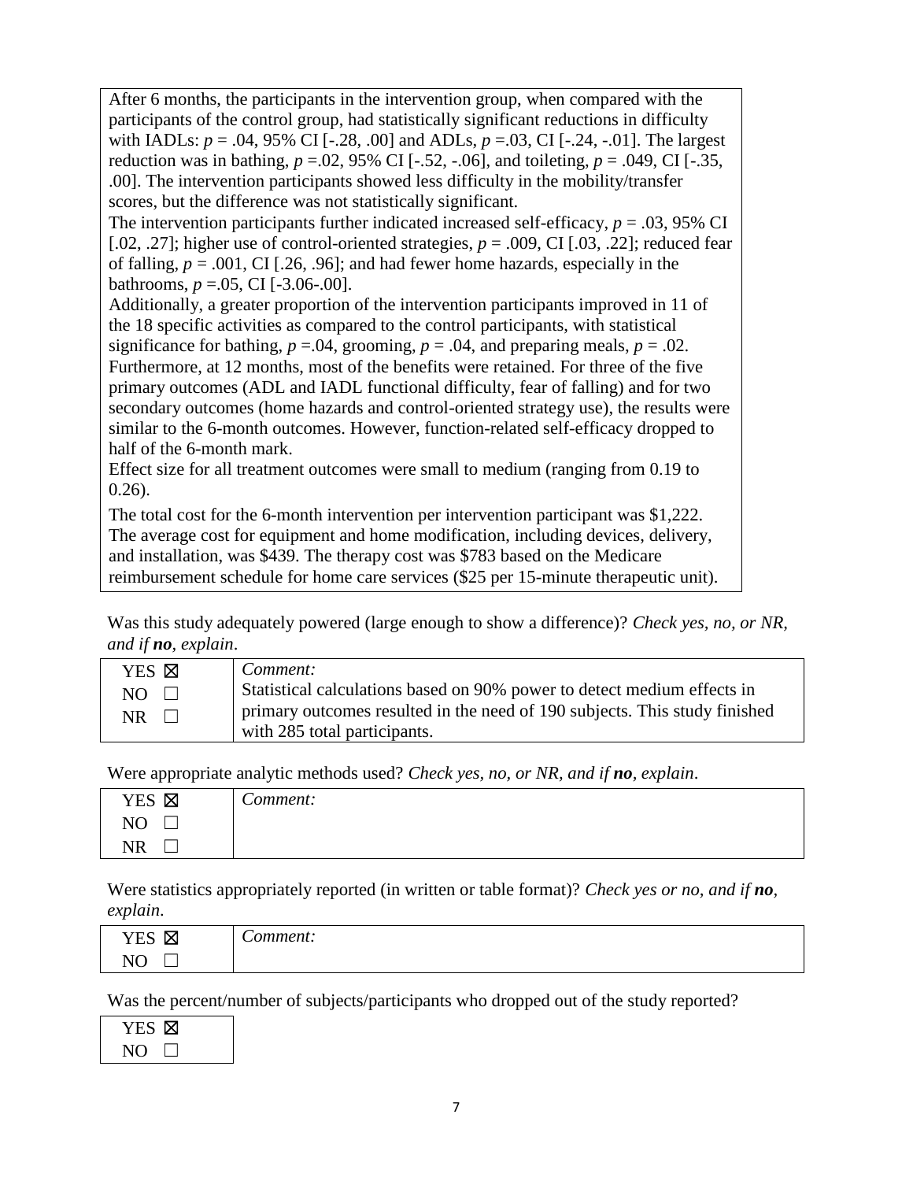| After 6 months, the participants in the intervention group, when compared with the participants of the control group, had statistically significant reductions in difficulty with IADLs: $p = .04$, 95% CI [-.28, .00] and ADLs, $p = .03$, CI [-.24, -.01]. The largest reduction was in bathing, $p = .02$, 95% CI [-.52, -.06], and toileting, $p = .049$, CI [-.35, .00]. The intervention participants showed less difficulty in the mobility/transfer scores, but the difference was not statistically significant.<br>The intervention participants further indicated increased self-efficacy, $p = .03$, 95% CI [.02, .27]; higher use of control-oriented strategies, $p = .009$, CI [.03, .22]; reduced fear of falling, $p = .001$, CI [.26, .96]; and had fewer home hazards, especially in the bathrooms, $p = .05$, CI [-3.06-.00].<br>Additionally, a greater proportion of the intervention participants improved in 11 of the 18 specific activities as compared to the control participants, with statistical significance for bathing, $p = .04$, grooming, $p = .04$, and preparing meals, $p = .02$. Furthermore, at 12 months, most of the benefits were retained. For three of the five primary outcomes (ADL and IADL functional difficulty, fear of falling) and for two secondary outcomes (home hazards and control-oriented strategy use), the results were similar to the 6-month outcomes. However, function-related self-efficacy dropped to half of the 6-month mark.<br>Effect size for all treatment outcomes were small to medium (ranging from 0.19 to 0.26).<br>The total cost for the 6-month intervention per intervention participant was $1,222. The average cost for equipment and home modification, including devices, delivery, and installation, was $439. The therapy cost was $783 based on the Medicare reimbursement schedule for home care services ($25 per 15-minute therapeutic unit). |
|---|

Was this study adequately powered (large enough to show a difference)? *Check yes, no, or NR, and if **no**, explain*.

| YES ☒<br>NO ☐<br>NR ☐ | *Comment:*<br>Statistical calculations based on 90% power to detect medium effects in primary outcomes resulted in the need of 190 subjects. This study finished with 285 total participants. |
|---|---|

Were appropriate analytic methods used? *Check yes, no, or NR, and if **no**, explain*.

| YES ☒<br>NO ☐<br>NR ☐ | *Comment:* |
|---|---|

Were statistics appropriately reported (in written or table format)? *Check yes or no, and if **no**, explain*.

| YES ☒<br>NO ☐ | *Comment:* |
|---|---|

Was the percent/number of subjects/participants who dropped out of the study reported?

| YES ☒<br>NO ☐ |
|---|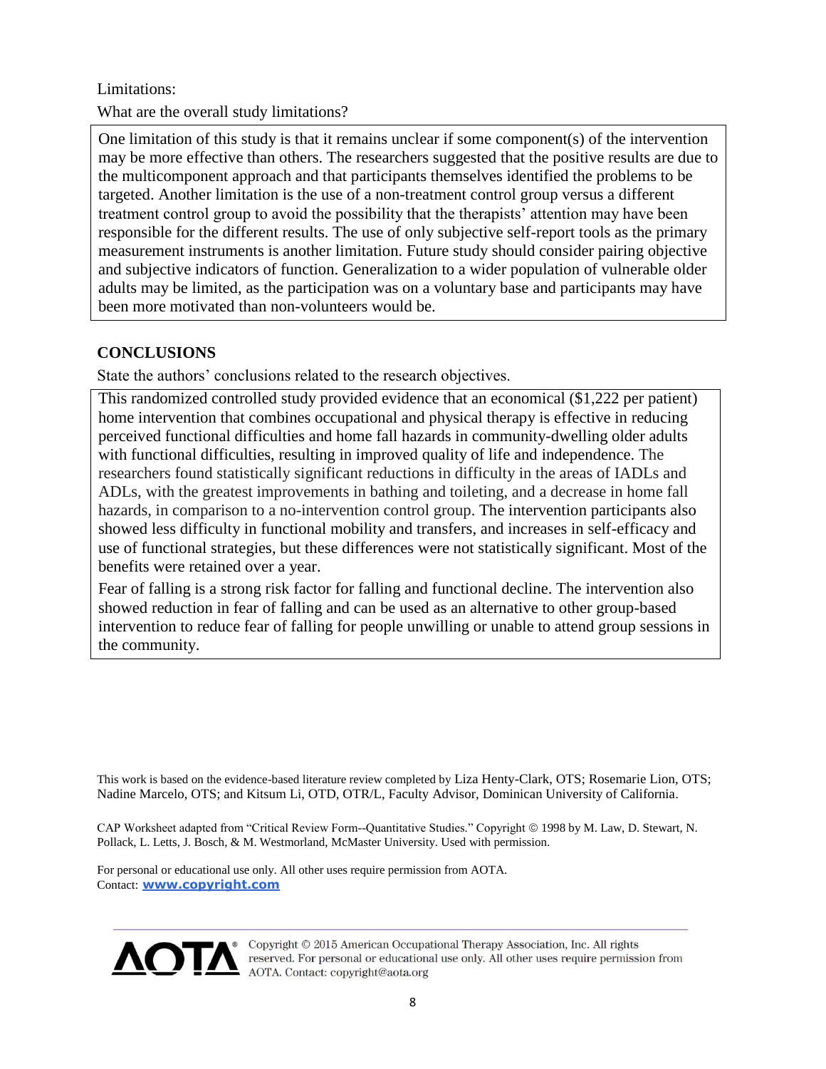Limitations:

What are the overall study limitations?

One limitation of this study is that it remains unclear if some component(s) of the intervention may be more effective than others. The researchers suggested that the positive results are due to the multicomponent approach and that participants themselves identified the problems to be targeted. Another limitation is the use of a non-treatment control group versus a different treatment control group to avoid the possibility that the therapists' attention may have been responsible for the different results. The use of only subjective self-report tools as the primary measurement instruments is another limitation. Future study should consider pairing objective and subjective indicators of function. Generalization to a wider population of vulnerable older adults may be limited, as the participation was on a voluntary base and participants may have been more motivated than non-volunteers would be.

## CONCLUSIONS

State the authors' conclusions related to the research objectives.

This randomized controlled study provided evidence that an economical ($1,222 per patient) home intervention that combines occupational and physical therapy is effective in reducing perceived functional difficulties and home fall hazards in community-dwelling older adults with functional difficulties, resulting in improved quality of life and independence. The researchers found statistically significant reductions in difficulty in the areas of IADLs and ADLs, with the greatest improvements in bathing and toileting, and a decrease in home fall hazards, in comparison to a no-intervention control group. The intervention participants also showed less difficulty in functional mobility and transfers, and increases in self-efficacy and use of functional strategies, but these differences were not statistically significant. Most of the benefits were retained over a year.

Fear of falling is a strong risk factor for falling and functional decline. The intervention also showed reduction in fear of falling and can be used as an alternative to other group-based intervention to reduce fear of falling for people unwilling or unable to attend group sessions in the community.

This work is based on the evidence-based literature review completed by Liza Henty-Clark, OTS; Rosemarie Lion, OTS; Nadine Marcelo, OTS; and Kitsum Li, OTD, OTR/L, Faculty Advisor, Dominican University of California.

CAP Worksheet adapted from "Critical Review Form--Quantitative Studies." Copyright © 1998 by M. Law, D. Stewart, N. Pollack, L. Letts, J. Bosch, & M. Westmorland, McMaster University. Used with permission.

For personal or educational use only. All other uses require permission from AOTA.
Contact: **www.copyright.com**

AOTA® Copyright © 2015 American Occupational Therapy Association, Inc. All rights reserved. For personal or educational use only. All other uses require permission from AOTA. Contact: copyright@aota.org